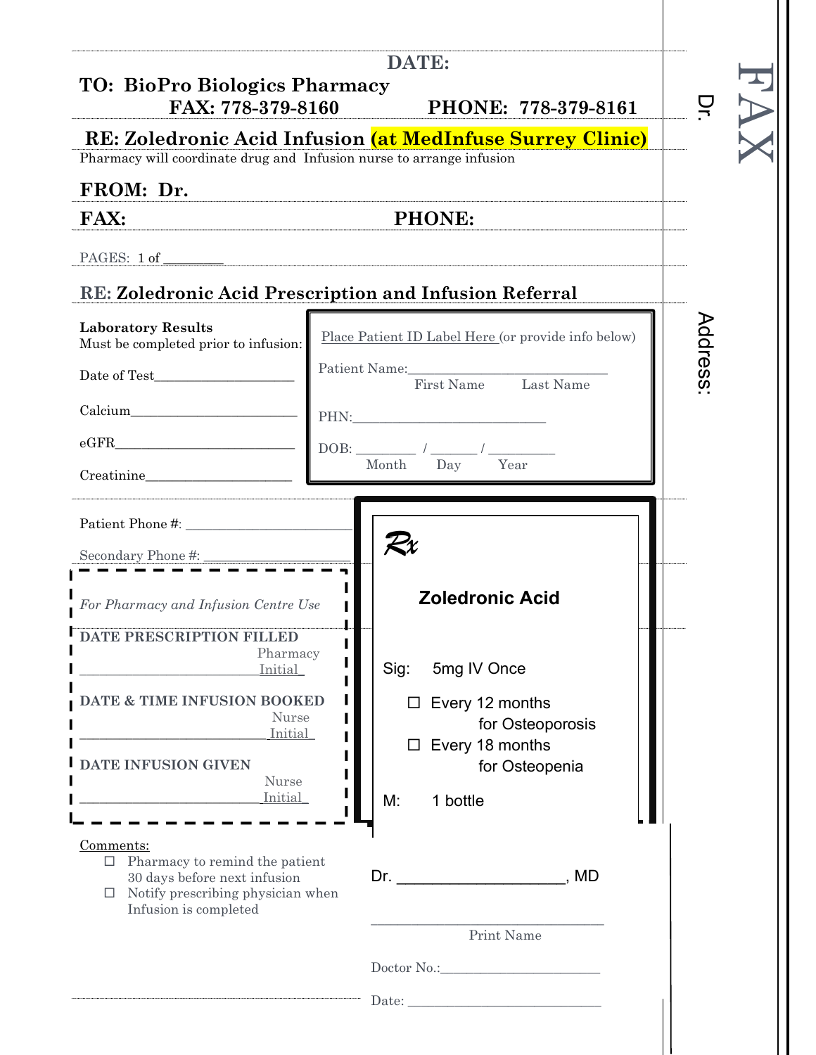**DATE:**

**TO: BioPro Biologics Pharmacy**
**FAX: 778-379-8160** **PHONE: 778-379-8161**

**RE: Zoledronic Acid Infusion (at MedInfuse Surrey Clinic)**
Pharmacy will coordinate drug and Infusion nurse to arrange infusion

**FROM: Dr.**

**FAX:** **PHONE:**

PAGES: 1 of ________

**RE: Zoledronic Acid Prescription and Infusion Referral**

**Laboratory Results**
Must be completed prior to infusion:

Date of Test____________________

Calcium________________________

eGFR__________________________

Creatinine_____________________

Place Patient ID Label Here (or provide info below)

Patient Name:_____________________________
First Name Last Name

PHN:____________________________

DOB: ________ / _______ / __________
Month Day Year

Patient Phone #: ________________________

Secondary Phone #: _____________________

*For Pharmacy and Infusion Centre Use*

**DATE PRESCRIPTION FILLED**
__________________________ Pharmacy Initial_

**DATE & TIME INFUSION BOOKED**
__________________________ Nurse Initial_

**DATE INFUSION GIVEN**
__________________________ Nurse Initial_

*Rx*

**Zoledronic Acid**

Sig: 5mg IV Once

- ☐ Every 12 months for Osteoporosis
- ☐ Every 18 months for Osteopenia

M: 1 bottle

Comments:
- ☐ Pharmacy to remind the patient 30 days before next infusion
- ☐ Notify prescribing physician when Infusion is completed

Dr. ___________________, MD

___________________________________
Print Name

Doctor No.:_______________________

Date: ____________________________

FAX
Dr.
Address: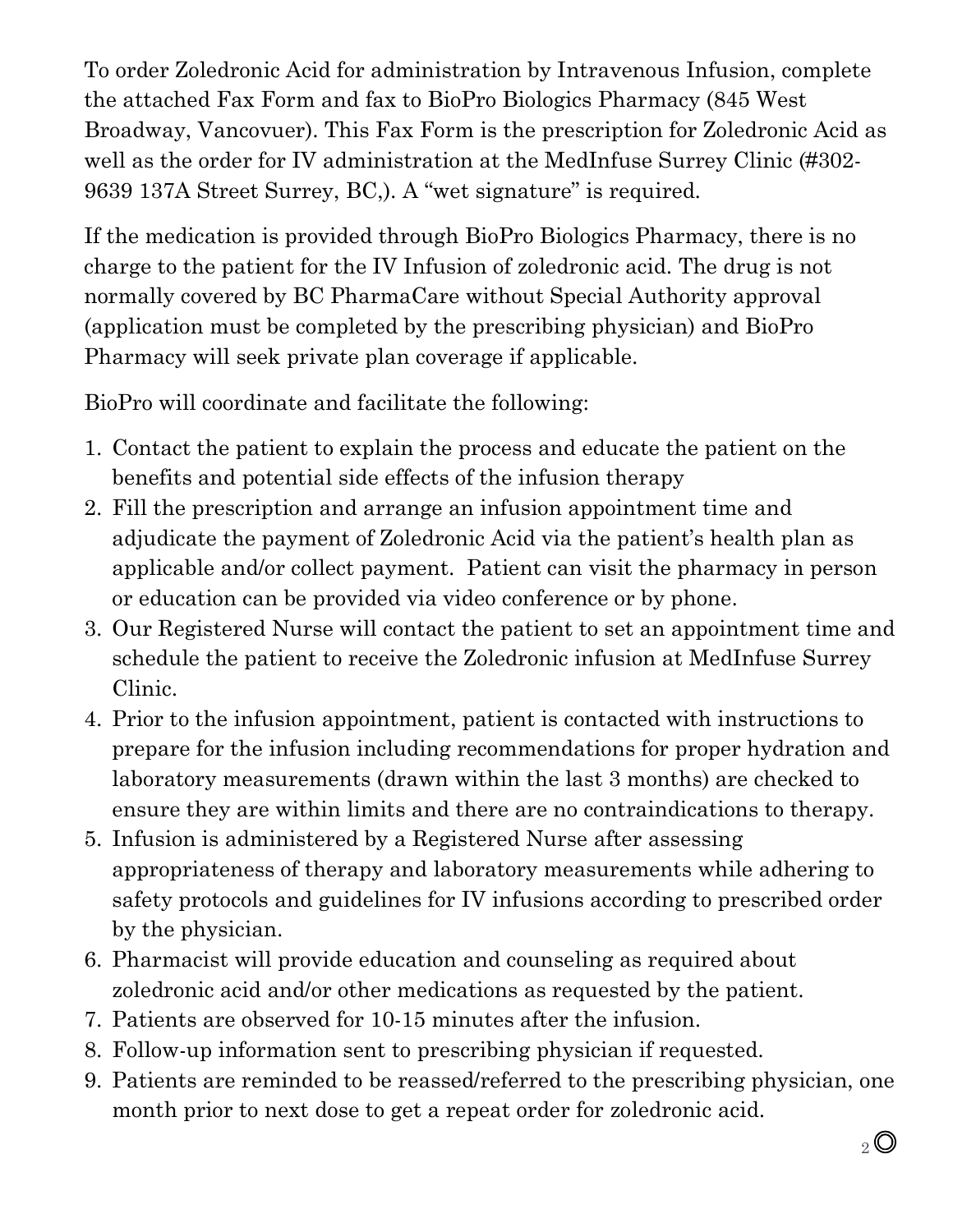To order Zoledronic Acid for administration by Intravenous Infusion, complete the attached Fax Form and fax to BioPro Biologics Pharmacy (845 West Broadway, Vancovuer). This Fax Form is the prescription for Zoledronic Acid as well as the order for IV administration at the MedInfuse Surrey Clinic (#302-9639 137A Street Surrey, BC,). A "wet signature" is required.

If the medication is provided through BioPro Biologics Pharmacy, there is no charge to the patient for the IV Infusion of zoledronic acid. The drug is not normally covered by BC PharmaCare without Special Authority approval (application must be completed by the prescribing physician) and BioPro Pharmacy will seek private plan coverage if applicable.

BioPro will coordinate and facilitate the following:

1. Contact the patient to explain the process and educate the patient on the benefits and potential side effects of the infusion therapy
2. Fill the prescription and arrange an infusion appointment time and adjudicate the payment of Zoledronic Acid via the patient's health plan as applicable and/or collect payment. Patient can visit the pharmacy in person or education can be provided via video conference or by phone.
3. Our Registered Nurse will contact the patient to set an appointment time and schedule the patient to receive the Zoledronic infusion at MedInfuse Surrey Clinic.
4. Prior to the infusion appointment, patient is contacted with instructions to prepare for the infusion including recommendations for proper hydration and laboratory measurements (drawn within the last 3 months) are checked to ensure they are within limits and there are no contraindications to therapy.
5. Infusion is administered by a Registered Nurse after assessing appropriateness of therapy and laboratory measurements while adhering to safety protocols and guidelines for IV infusions according to prescribed order by the physician.
6. Pharmacist will provide education and counseling as required about zoledronic acid and/or other medications as requested by the patient.
7. Patients are observed for 10-15 minutes after the infusion.
8. Follow-up information sent to prescribing physician if requested.
9. Patients are reminded to be reassed/referred to the prescribing physician, one month prior to next dose to get a repeat order for zoledronic acid.